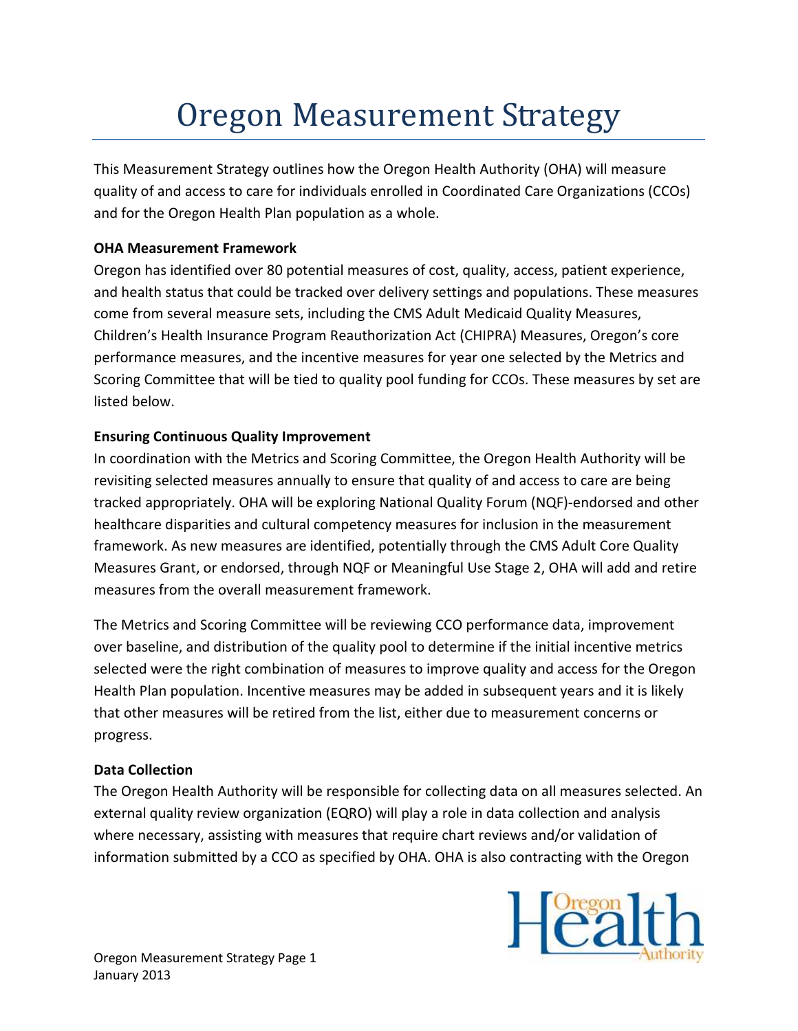# Oregon Measurement Strategy

This Measurement Strategy outlines how the Oregon Health Authority (OHA) will measure quality of and access to care for individuals enrolled in Coordinated Care Organizations (CCOs) and for the Oregon Health Plan population as a whole.

**OHA Measurement Framework**

Oregon has identified over 80 potential measures of cost, quality, access, patient experience, and health status that could be tracked over delivery settings and populations. These measures come from several measure sets, including the CMS Adult Medicaid Quality Measures, Children's Health Insurance Program Reauthorization Act (CHIPRA) Measures, Oregon's core performance measures, and the incentive measures for year one selected by the Metrics and Scoring Committee that will be tied to quality pool funding for CCOs. These measures by set are listed below.

**Ensuring Continuous Quality Improvement**

In coordination with the Metrics and Scoring Committee, the Oregon Health Authority will be revisiting selected measures annually to ensure that quality of and access to care are being tracked appropriately. OHA will be exploring National Quality Forum (NQF)-endorsed and other healthcare disparities and cultural competency measures for inclusion in the measurement framework. As new measures are identified, potentially through the CMS Adult Core Quality Measures Grant, or endorsed, through NQF or Meaningful Use Stage 2, OHA will add and retire measures from the overall measurement framework.

The Metrics and Scoring Committee will be reviewing CCO performance data, improvement over baseline, and distribution of the quality pool to determine if the initial incentive metrics selected were the right combination of measures to improve quality and access for the Oregon Health Plan population. Incentive measures may be added in subsequent years and it is likely that other measures will be retired from the list, either due to measurement concerns or progress.

**Data Collection**

The Oregon Health Authority will be responsible for collecting data on all measures selected. An external quality review organization (EQRO) will play a role in data collection and analysis where necessary, assisting with measures that require chart reviews and/or validation of information submitted by a CCO as specified by OHA. OHA is also contracting with the Oregon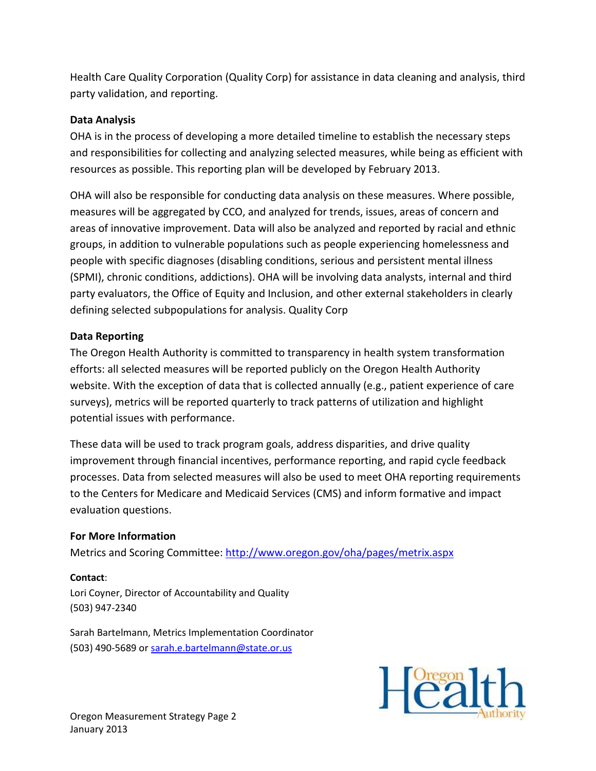Health Care Quality Corporation (Quality Corp) for assistance in data cleaning and analysis, third party validation, and reporting.

**Data Analysis**

OHA is in the process of developing a more detailed timeline to establish the necessary steps and responsibilities for collecting and analyzing selected measures, while being as efficient with resources as possible. This reporting plan will be developed by February 2013.

OHA will also be responsible for conducting data analysis on these measures. Where possible, measures will be aggregated by CCO, and analyzed for trends, issues, areas of concern and areas of innovative improvement. Data will also be analyzed and reported by racial and ethnic groups, in addition to vulnerable populations such as people experiencing homelessness and people with specific diagnoses (disabling conditions, serious and persistent mental illness (SPMI), chronic conditions, addictions). OHA will be involving data analysts, internal and third party evaluators, the Office of Equity and Inclusion, and other external stakeholders in clearly defining selected subpopulations for analysis. Quality Corp

**Data Reporting**

The Oregon Health Authority is committed to transparency in health system transformation efforts: all selected measures will be reported publicly on the Oregon Health Authority website. With the exception of data that is collected annually (e.g., patient experience of care surveys), metrics will be reported quarterly to track patterns of utilization and highlight potential issues with performance.

These data will be used to track program goals, address disparities, and drive quality improvement through financial incentives, performance reporting, and rapid cycle feedback processes. Data from selected measures will also be used to meet OHA reporting requirements to the Centers for Medicare and Medicaid Services (CMS) and inform formative and impact evaluation questions.

**For More Information**

Metrics and Scoring Committee: http://www.oregon.gov/oha/pages/metrix.aspx

**Contact**:

Lori Coyner, Director of Accountability and Quality
(503) 947-2340

Sarah Bartelmann, Metrics Implementation Coordinator
(503) 490-5689 or sarah.e.bartelmann@state.or.us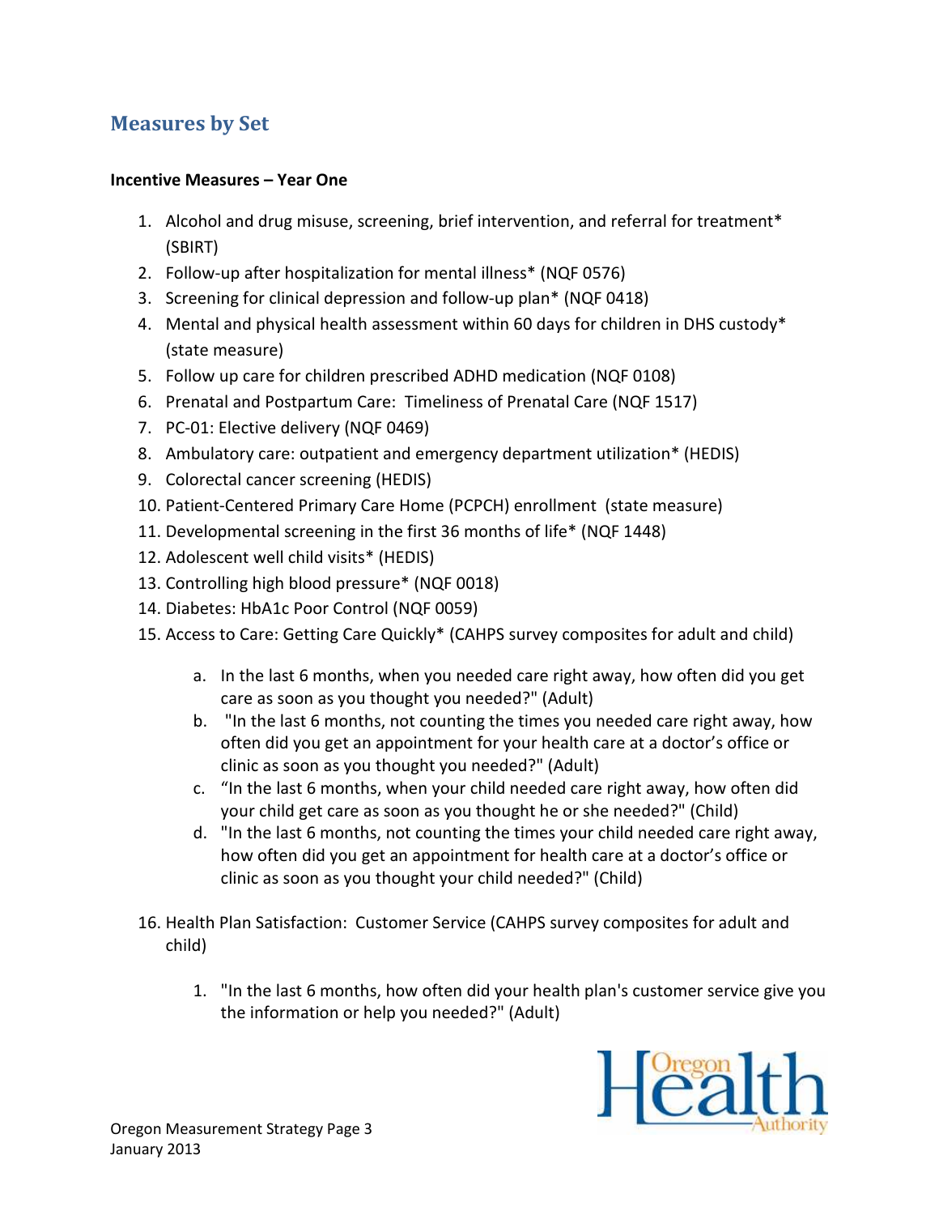## Measures by Set

**Incentive Measures – Year One**

1. Alcohol and drug misuse, screening, brief intervention, and referral for treatment* (SBIRT)
2. Follow-up after hospitalization for mental illness* (NQF 0576)
3. Screening for clinical depression and follow-up plan* (NQF 0418)
4. Mental and physical health assessment within 60 days for children in DHS custody* (state measure)
5. Follow up care for children prescribed ADHD medication (NQF 0108)
6. Prenatal and Postpartum Care: Timeliness of Prenatal Care (NQF 1517)
7. PC-01: Elective delivery (NQF 0469)
8. Ambulatory care: outpatient and emergency department utilization* (HEDIS)
9. Colorectal cancer screening (HEDIS)
10. Patient-Centered Primary Care Home (PCPCH) enrollment (state measure)
11. Developmental screening in the first 36 months of life* (NQF 1448)
12. Adolescent well child visits* (HEDIS)
13. Controlling high blood pressure* (NQF 0018)
14. Diabetes: HbA1c Poor Control (NQF 0059)
15. Access to Care: Getting Care Quickly* (CAHPS survey composites for adult and child)

    a. In the last 6 months, when you needed care right away, how often did you get care as soon as you thought you needed?" (Adult)
    b. "In the last 6 months, not counting the times you needed care right away, how often did you get an appointment for your health care at a doctor's office or clinic as soon as you thought you needed?" (Adult)
    c. "In the last 6 months, when your child needed care right away, how often did your child get care as soon as you thought he or she needed?" (Child)
    d. "In the last 6 months, not counting the times your child needed care right away, how often did you get an appointment for health care at a doctor's office or clinic as soon as you thought your child needed?" (Child)

16. Health Plan Satisfaction: Customer Service (CAHPS survey composites for adult and child)

    1. "In the last 6 months, how often did your health plan's customer service give you the information or help you needed?" (Adult)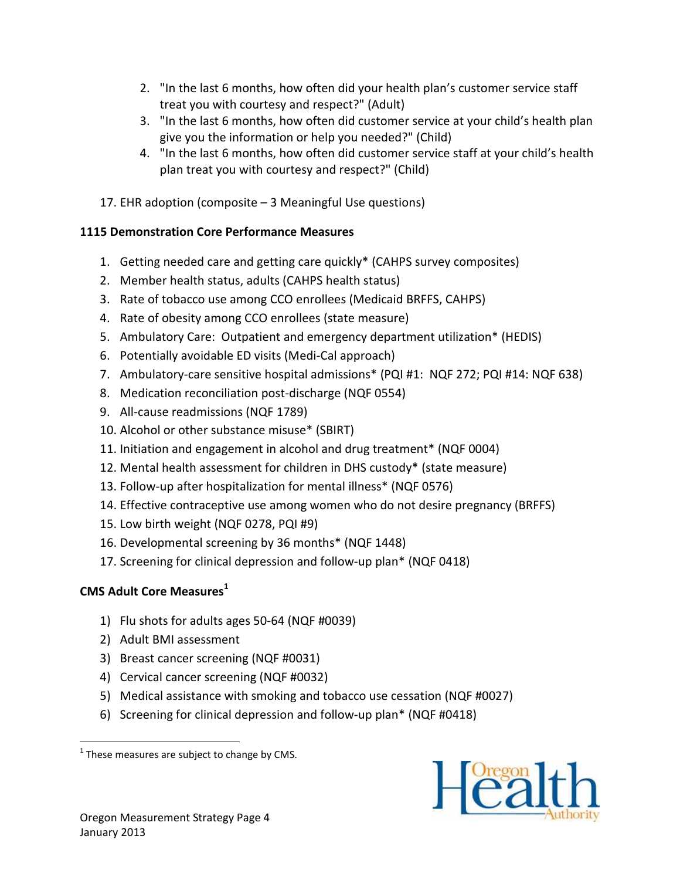2. "In the last 6 months, how often did your health plan's customer service staff treat you with courtesy and respect?" (Adult)
3. "In the last 6 months, how often did customer service at your child's health plan give you the information or help you needed?" (Child)
4. "In the last 6 months, how often did customer service staff at your child's health plan treat you with courtesy and respect?" (Child)

17. EHR adoption (composite – 3 Meaningful Use questions)

**1115 Demonstration Core Performance Measures**

1. Getting needed care and getting care quickly* (CAHPS survey composites)
2. Member health status, adults (CAHPS health status)
3. Rate of tobacco use among CCO enrollees (Medicaid BRFFS, CAHPS)
4. Rate of obesity among CCO enrollees (state measure)
5. Ambulatory Care: Outpatient and emergency department utilization* (HEDIS)
6. Potentially avoidable ED visits (Medi-Cal approach)
7. Ambulatory-care sensitive hospital admissions* (PQI #1: NQF 272; PQI #14: NQF 638)
8. Medication reconciliation post-discharge (NQF 0554)
9. All-cause readmissions (NQF 1789)
10. Alcohol or other substance misuse* (SBIRT)
11. Initiation and engagement in alcohol and drug treatment* (NQF 0004)
12. Mental health assessment for children in DHS custody* (state measure)
13. Follow-up after hospitalization for mental illness* (NQF 0576)
14. Effective contraceptive use among women who do not desire pregnancy (BRFFS)
15. Low birth weight (NQF 0278, PQI #9)
16. Developmental screening by 36 months* (NQF 1448)
17. Screening for clinical depression and follow-up plan* (NQF 0418)

**CMS Adult Core Measures[1]**

1) Flu shots for adults ages 50-64 (NQF #0039)
2) Adult BMI assessment
3) Breast cancer screening (NQF #0031)
4) Cervical cancer screening (NQF #0032)
5) Medical assistance with smoking and tobacco use cessation (NQF #0027)
6) Screening for clinical depression and follow-up plan* (NQF #0418)

[1] These measures are subject to change by CMS.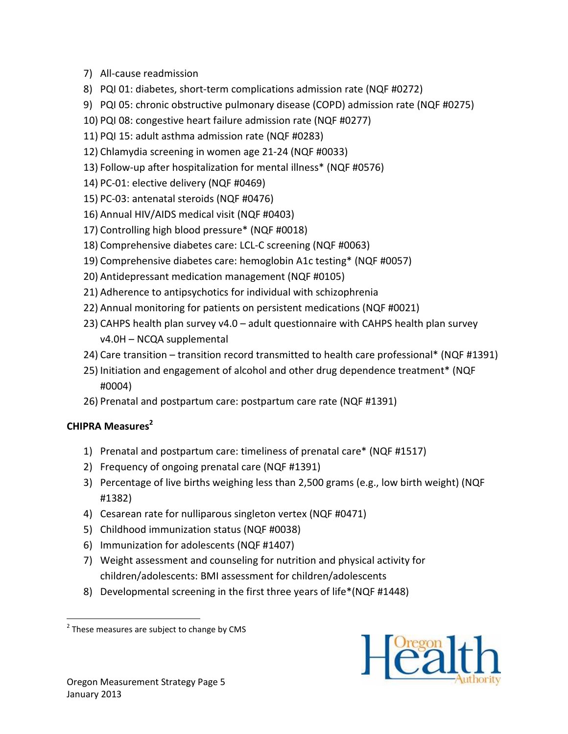7) All-cause readmission
8) PQI 01: diabetes, short-term complications admission rate (NQF #0272)
9) PQI 05: chronic obstructive pulmonary disease (COPD) admission rate (NQF #0275)
10) PQI 08: congestive heart failure admission rate (NQF #0277)
11) PQI 15: adult asthma admission rate (NQF #0283)
12) Chlamydia screening in women age 21-24 (NQF #0033)
13) Follow-up after hospitalization for mental illness* (NQF #0576)
14) PC-01: elective delivery (NQF #0469)
15) PC-03: antenatal steroids (NQF #0476)
16) Annual HIV/AIDS medical visit (NQF #0403)
17) Controlling high blood pressure* (NQF #0018)
18) Comprehensive diabetes care: LCL-C screening (NQF #0063)
19) Comprehensive diabetes care: hemoglobin A1c testing* (NQF #0057)
20) Antidepressant medication management (NQF #0105)
21) Adherence to antipsychotics for individual with schizophrenia
22) Annual monitoring for patients on persistent medications (NQF #0021)
23) CAHPS health plan survey v4.0 – adult questionnaire with CAHPS health plan survey v4.0H – NCQA supplemental
24) Care transition – transition record transmitted to health care professional* (NQF #1391)
25) Initiation and engagement of alcohol and other drug dependence treatment* (NQF #0004)
26) Prenatal and postpartum care: postpartum care rate (NQF #1391)

**CHIPRA Measures[2]**

1) Prenatal and postpartum care: timeliness of prenatal care* (NQF #1517)
2) Frequency of ongoing prenatal care (NQF #1391)
3) Percentage of live births weighing less than 2,500 grams (e.g., low birth weight) (NQF #1382)
4) Cesarean rate for nulliparous singleton vertex (NQF #0471)
5) Childhood immunization status (NQF #0038)
6) Immunization for adolescents (NQF #1407)
7) Weight assessment and counseling for nutrition and physical activity for children/adolescents: BMI assessment for children/adolescents
8) Developmental screening in the first three years of life*(NQF #1448)

[2] These measures are subject to change by CMS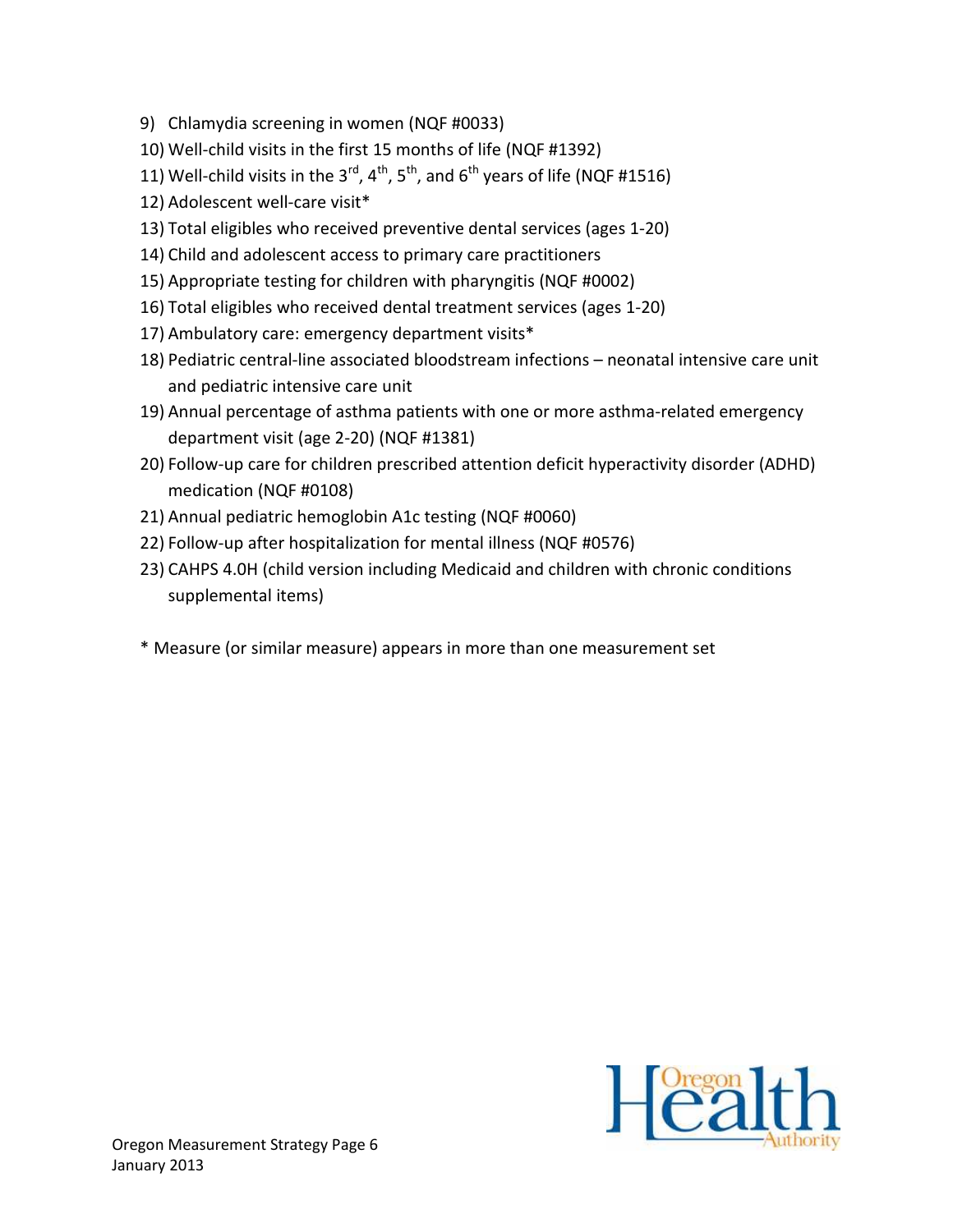9) Chlamydia screening in women (NQF #0033)
10) Well-child visits in the first 15 months of life (NQF #1392)
11) Well-child visits in the 3rd, 4th, 5th, and 6th years of life (NQF #1516)
12) Adolescent well-care visit*
13) Total eligibles who received preventive dental services (ages 1-20)
14) Child and adolescent access to primary care practitioners
15) Appropriate testing for children with pharyngitis (NQF #0002)
16) Total eligibles who received dental treatment services (ages 1-20)
17) Ambulatory care: emergency department visits*
18) Pediatric central-line associated bloodstream infections – neonatal intensive care unit and pediatric intensive care unit
19) Annual percentage of asthma patients with one or more asthma-related emergency department visit (age 2-20) (NQF #1381)
20) Follow-up care for children prescribed attention deficit hyperactivity disorder (ADHD) medication (NQF #0108)
21) Annual pediatric hemoglobin A1c testing (NQF #0060)
22) Follow-up after hospitalization for mental illness (NQF #0576)
23) CAHPS 4.0H (child version including Medicaid and children with chronic conditions supplemental items)

* Measure (or similar measure) appears in more than one measurement set